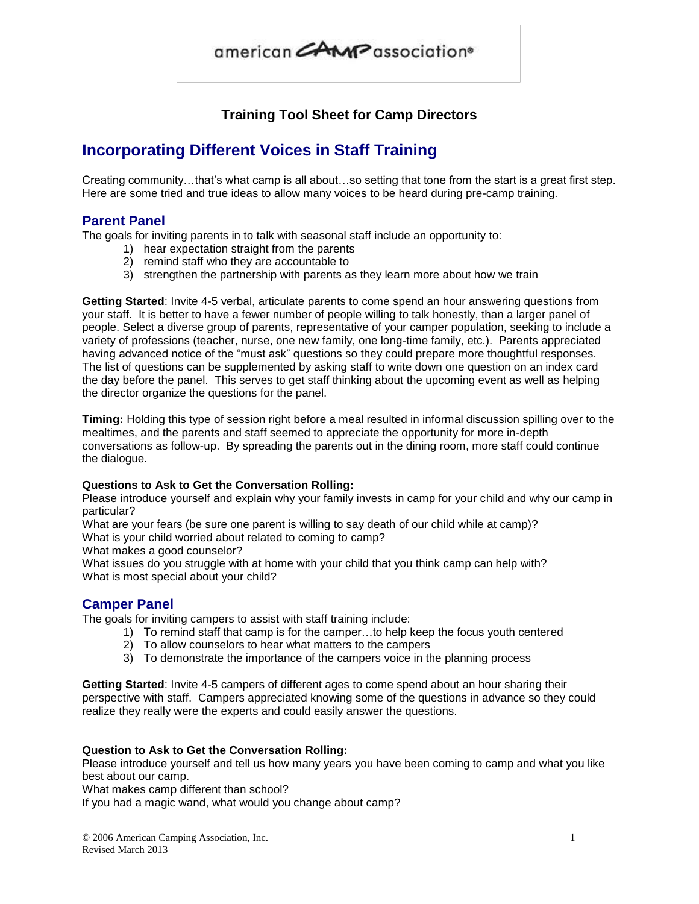american CAMP association®

**Training Tool Sheet for Camp Directors**

# Incorporating Different Voices in Staff Training

Creating community…that's what camp is all about…so setting that tone from the start is a great first step. Here are some tried and true ideas to allow many voices to be heard during pre-camp training.

## Parent Panel

The goals for inviting parents in to talk with seasonal staff include an opportunity to:

1) hear expectation straight from the parents
2) remind staff who they are accountable to
3) strengthen the partnership with parents as they learn more about how we train

**Getting Started**: Invite 4-5 verbal, articulate parents to come spend an hour answering questions from your staff. It is better to have a fewer number of people willing to talk honestly, than a larger panel of people. Select a diverse group of parents, representative of your camper population, seeking to include a variety of professions (teacher, nurse, one new family, one long-time family, etc.). Parents appreciated having advanced notice of the "must ask" questions so they could prepare more thoughtful responses. The list of questions can be supplemented by asking staff to write down one question on an index card the day before the panel. This serves to get staff thinking about the upcoming event as well as helping the director organize the questions for the panel.

**Timing:** Holding this type of session right before a meal resulted in informal discussion spilling over to the mealtimes, and the parents and staff seemed to appreciate the opportunity for more in-depth conversations as follow-up. By spreading the parents out in the dining room, more staff could continue the dialogue.

**Questions to Ask to Get the Conversation Rolling:**

Please introduce yourself and explain why your family invests in camp for your child and why our camp in particular?
What are your fears (be sure one parent is willing to say death of our child while at camp)?
What is your child worried about related to coming to camp?
What makes a good counselor?
What issues do you struggle with at home with your child that you think camp can help with?
What is most special about your child?

## Camper Panel

The goals for inviting campers to assist with staff training include:

1) To remind staff that camp is for the camper…to help keep the focus youth centered
2) To allow counselors to hear what matters to the campers
3) To demonstrate the importance of the campers voice in the planning process

**Getting Started**: Invite 4-5 campers of different ages to come spend about an hour sharing their perspective with staff. Campers appreciated knowing some of the questions in advance so they could realize they really were the experts and could easily answer the questions.

**Question to Ask to Get the Conversation Rolling:**

Please introduce yourself and tell us how many years you have been coming to camp and what you like best about our camp.
What makes camp different than school?
If you had a magic wand, what would you change about camp?

© 2006 American Camping Association, Inc.
Revised March 2013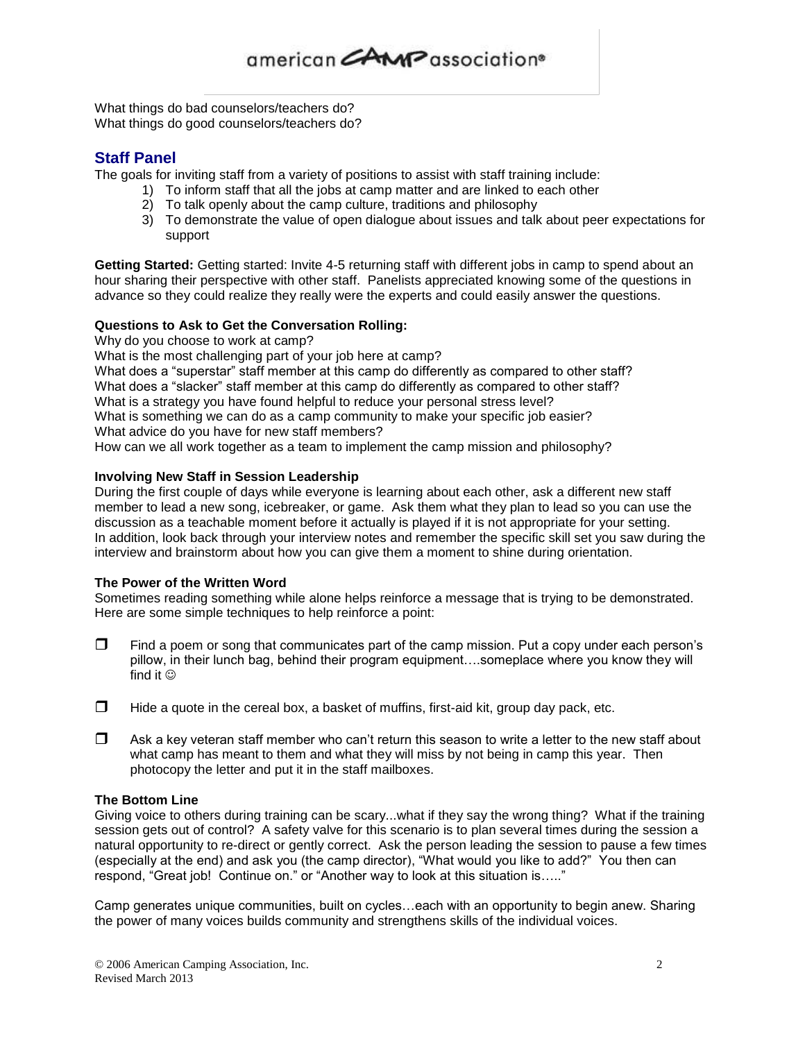What things do bad counselors/teachers do?
What things do good counselors/teachers do?

## Staff Panel

The goals for inviting staff from a variety of positions to assist with staff training include:

1) To inform staff that all the jobs at camp matter and are linked to each other
2) To talk openly about the camp culture, traditions and philosophy
3) To demonstrate the value of open dialogue about issues and talk about peer expectations for support

**Getting Started:** Getting started: Invite 4-5 returning staff with different jobs in camp to spend about an hour sharing their perspective with other staff. Panelists appreciated knowing some of the questions in advance so they could realize they really were the experts and could easily answer the questions.

**Questions to Ask to Get the Conversation Rolling:**

Why do you choose to work at camp?
What is the most challenging part of your job here at camp?
What does a "superstar" staff member at this camp do differently as compared to other staff?
What does a "slacker" staff member at this camp do differently as compared to other staff?
What is a strategy you have found helpful to reduce your personal stress level?
What is something we can do as a camp community to make your specific job easier?
What advice do you have for new staff members?
How can we all work together as a team to implement the camp mission and philosophy?

**Involving New Staff in Session Leadership**

During the first couple of days while everyone is learning about each other, ask a different new staff member to lead a new song, icebreaker, or game. Ask them what they plan to lead so you can use the discussion as a teachable moment before it actually is played if it is not appropriate for your setting. In addition, look back through your interview notes and remember the specific skill set you saw during the interview and brainstorm about how you can give them a moment to shine during orientation.

**The Power of the Written Word**

Sometimes reading something while alone helps reinforce a message that is trying to be demonstrated. Here are some simple techniques to help reinforce a point:

- ☐ Find a poem or song that communicates part of the camp mission. Put a copy under each person's pillow, in their lunch bag, behind their program equipment….someplace where you know they will find it ☺
- ☐ Hide a quote in the cereal box, a basket of muffins, first-aid kit, group day pack, etc.
- ☐ Ask a key veteran staff member who can't return this season to write a letter to the new staff about what camp has meant to them and what they will miss by not being in camp this year. Then photocopy the letter and put it in the staff mailboxes.

**The Bottom Line**

Giving voice to others during training can be scary...what if they say the wrong thing? What if the training session gets out of control? A safety valve for this scenario is to plan several times during the session a natural opportunity to re-direct or gently correct. Ask the person leading the session to pause a few times (especially at the end) and ask you (the camp director), "What would you like to add?" You then can respond, "Great job! Continue on." or "Another way to look at this situation is….."

Camp generates unique communities, built on cycles…each with an opportunity to begin anew. Sharing the power of many voices builds community and strengthens skills of the individual voices.

© 2006 American Camping Association, Inc.
Revised March 2013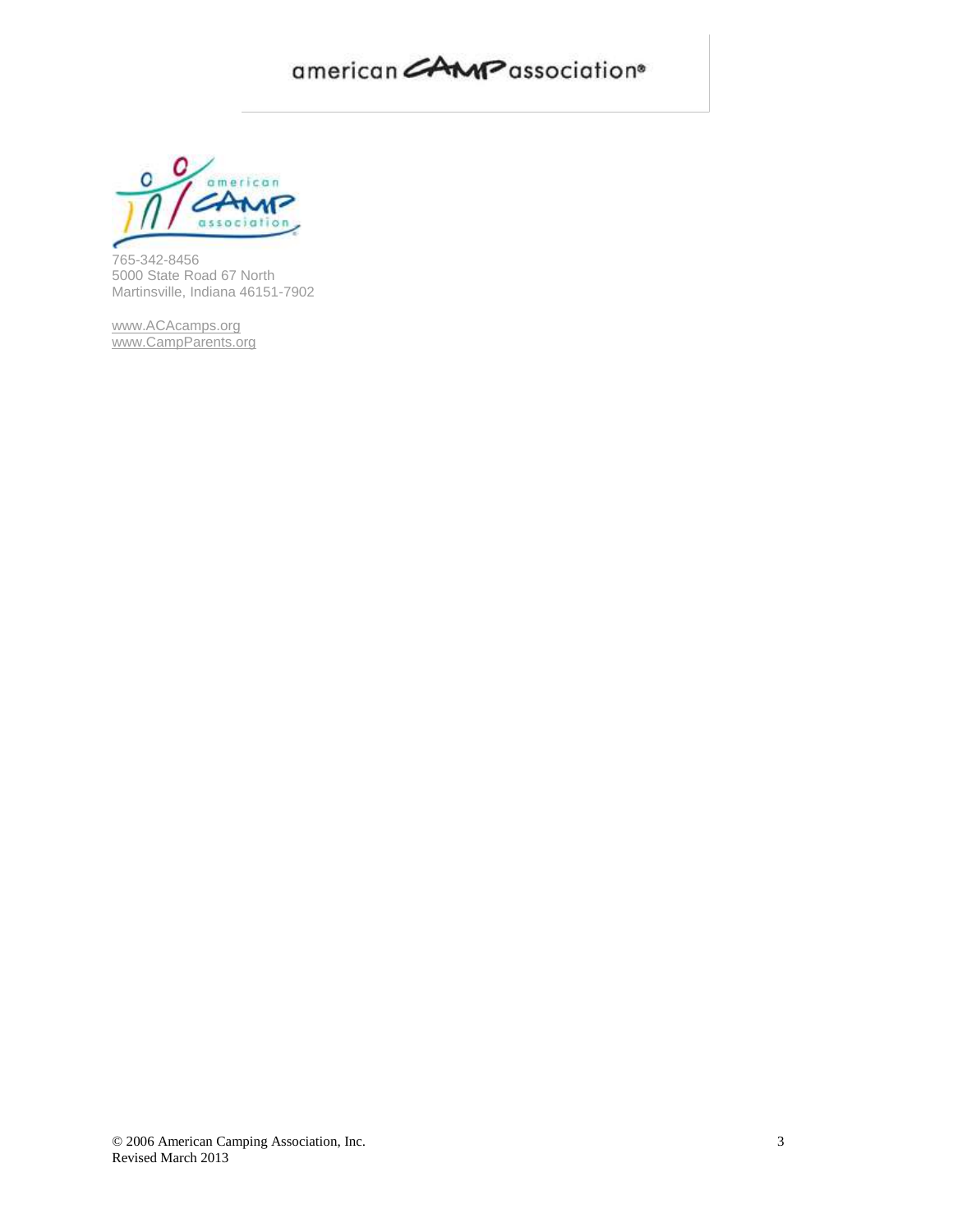765-342-8456
5000 State Road 67 North
Martinsville, Indiana 46151-7902

www.ACAcamps.org
www.CampParents.org

© 2006 American Camping Association, Inc.
Revised March 2013